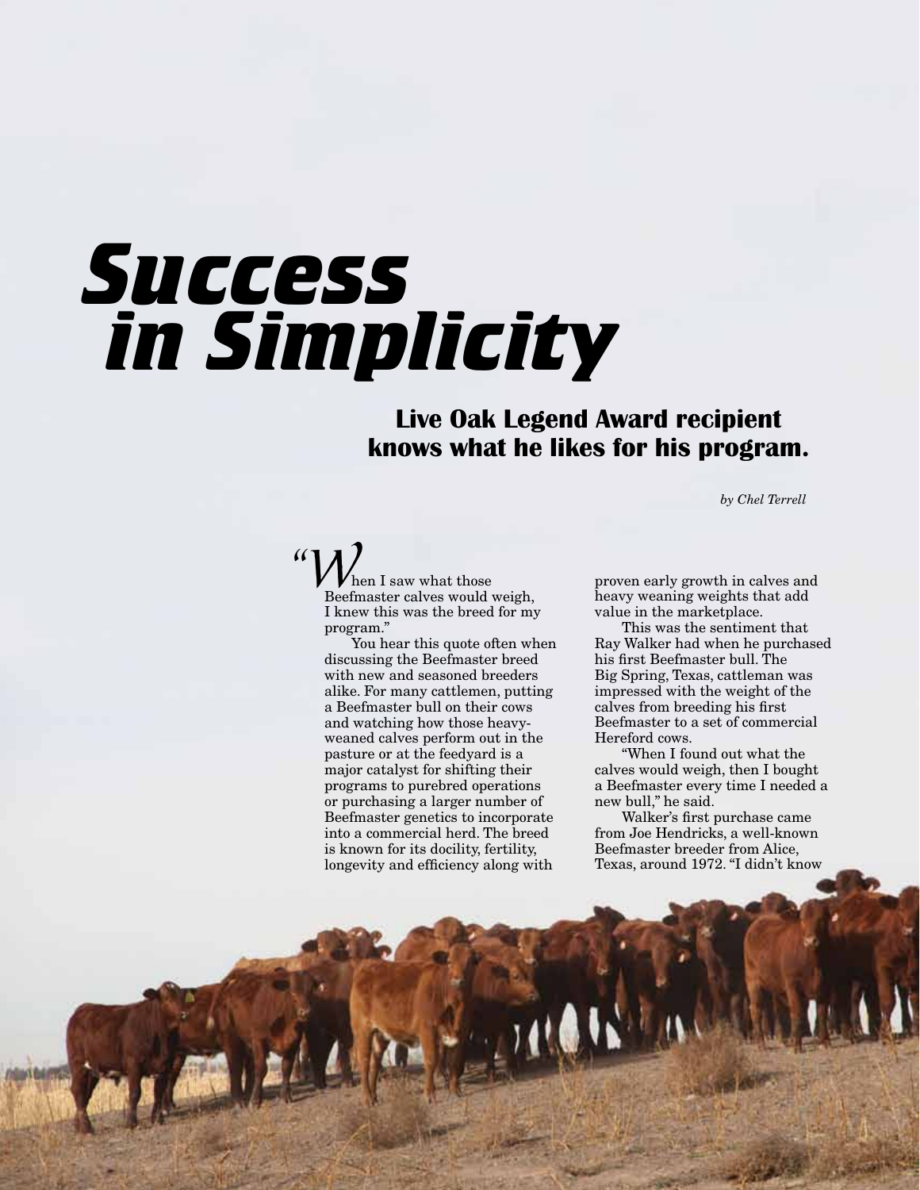# Success in Simplicity

## Live Oak Legend Award recipient knows what he likes for his program.

*by Chel Terrell*

"When I saw what those Beefmaster calves would weigh, I knew this was the breed for my program."

You hear this quote often when discussing the Beefmaster breed with new and seasoned breeders alike. For many cattlemen, putting a Beefmaster bull on their cows and watching how those heavy-weaned calves perform out in the pasture or at the feedyard is a major catalyst for shifting their programs to purebred operations or purchasing a larger number of Beefmaster genetics to incorporate into a commercial herd. The breed is known for its docility, fertility, longevity and efficiency along with proven early growth in calves and heavy weaning weights that add value in the marketplace.

This was the sentiment that Ray Walker had when he purchased his first Beefmaster bull. The Big Spring, Texas, cattleman was impressed with the weight of the calves from breeding his first Beefmaster to a set of commercial Hereford cows.

"When I found out what the calves would weigh, then I bought a Beefmaster every time I needed a new bull," he said.

Walker's first purchase came from Joe Hendricks, a well-known Beefmaster breeder from Alice, Texas, around 1972. "I didn't know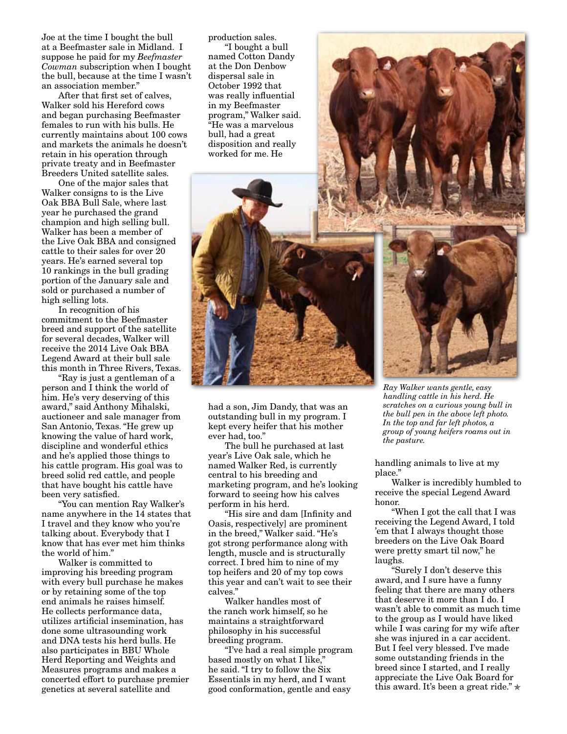Joe at the time I bought the bull at a Beefmaster sale in Midland. I suppose he paid for my *Beefmaster Cowman* subscription when I bought the bull, because at the time I wasn't an association member."

After that first set of calves, Walker sold his Hereford cows and began purchasing Beefmaster females to run with his bulls. He currently maintains about 100 cows and markets the animals he doesn't retain in his operation through private treaty and in Beefmaster Breeders United satellite sales.

One of the major sales that Walker consigns to is the Live Oak BBA Bull Sale, where last year he purchased the grand champion and high selling bull. Walker has been a member of the Live Oak BBA and consigned cattle to their sales for over 20 years. He's earned several top 10 rankings in the bull grading portion of the January sale and sold or purchased a number of high selling lots.

In recognition of his commitment to the Beefmaster breed and support of the satellite for several decades, Walker will receive the 2014 Live Oak BBA Legend Award at their bull sale this month in Three Rivers, Texas.

"Ray is just a gentleman of a person and I think the world of him. He's very deserving of this award," said Anthony Mihalski, auctioneer and sale manager from San Antonio, Texas. "He grew up knowing the value of hard work, discipline and wonderful ethics and he's applied those things to his cattle program. His goal was to breed solid red cattle, and people that have bought his cattle have been very satisfied.

"You can mention Ray Walker's name anywhere in the 14 states that I travel and they know who you're talking about. Everybody that I know that has ever met him thinks the world of him."

Walker is committed to improving his breeding program with every bull purchase he makes or by retaining some of the top end animals he raises himself. He collects performance data, utilizes artificial insemination, has done some ultrasounding work and DNA tests his herd bulls. He also participates in BBU Whole Herd Reporting and Weights and Measures programs and makes a concerted effort to purchase premier genetics at several satellite and production sales.

"I bought a bull named Cotton Dandy at the Don Denbow dispersal sale in October 1992 that was really influential in my Beefmaster program," Walker said. "He was a marvelous bull, had a great disposition and really worked for me. He had a son, Jim Dandy, that was an outstanding bull in my program. I kept every heifer that his mother ever had, too."

The bull he purchased at last year's Live Oak sale, which he named Walker Red, is currently central to his breeding and marketing program, and he's looking forward to seeing how his calves perform in his herd.

"His sire and dam [Infinity and Oasis, respectively] are prominent in the breed," Walker said. "He's got strong performance along with length, muscle and is structurally correct. I bred him to nine of my top heifers and 20 of my top cows this year and can't wait to see their calves."

Walker handles most of the ranch work himself, so he maintains a straightforward philosophy in his successful breeding program.

"I've had a real simple program based mostly on what I like," he said. "I try to follow the Six Essentials in my herd, and I want good conformation, gentle and easy handling animals to live at my place."

*Ray Walker wants gentle, easy handling cattle in his herd. He scratches on a curious young bull in the bull pen in the above left photo. In the top and far left photos, a group of young heifers roams out in the pasture.*

Walker is incredibly humbled to receive the special Legend Award honor.

"When I got the call that I was receiving the Legend Award, I told 'em that I always thought those breeders on the Live Oak Board were pretty smart til now," he laughs.

"Surely I don't deserve this award, and I sure have a funny feeling that there are many others that deserve it more than I do. I wasn't able to commit as much time to the group as I would have liked while I was caring for my wife after she was injured in a car accident. But I feel very blessed. I've made some outstanding friends in the breed since I started, and I really appreciate the Live Oak Board for this award. It's been a great ride." ★